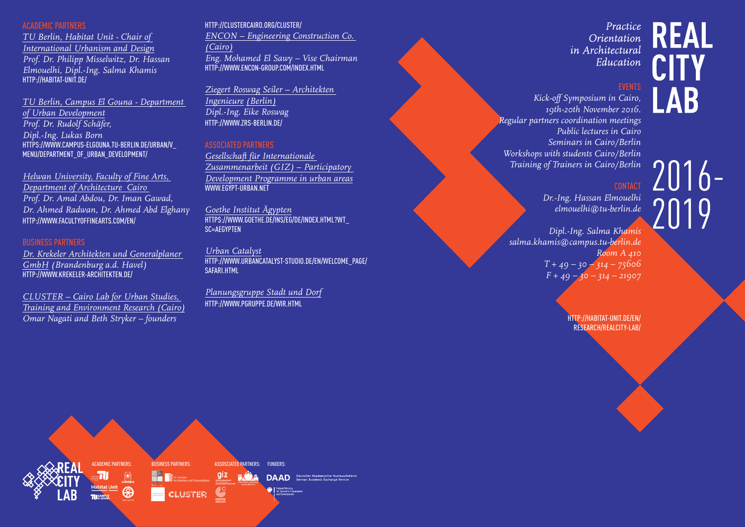# REAL CITY LAB

*Practice Orientation in Architectural Education*

# 2016-2019

## EVENTS

*Kick-off Symposium in Cairo, 19th-20th November 2016.*
*Regular partners coordination meetings*
*Public lectures in Cairo*
*Seminars in Cairo/Berlin*
*Workshops with students Cairo/Berlin*
*Training of Trainers in Cairo/Berlin*

## CONTACT

*Dr.-Ing. Hassan Elmouelhi*
*elmouelhi@tu-berlin.de*

*Dipl.-Ing. Salma Khamis*
*salma.khamis@campus.tu-berlin.de*
*Room A 410*
*T + 49 – 30 – 314 – 75606*
*F + 49 – 30 – 314 – 21907*

HTTP://HABITAT-UNIT.DE/EN/RESEARCH/REALCITY-LAB/

## ACADEMIC PARTNERS

*TU Berlin, Habitat Unit - Chair of International Urbanism and Design*
*Prof. Dr. Philipp Misselwitz, Dr. Hassan Elmouelhi, Dipl.-Ing. Salma Khamis*
HTTP://HABITAT-UNIT.DE/

*TU Berlin, Campus El Gouna - Department of Urban Development*
*Prof. Dr. Rudolf Schäfer, Dipl.-Ing. Lukas Born*
HTTPS://WWW.CAMPUS-ELGOUNA.TU-BERLIN.DE/URBAN/V_MENU/DEPARTMENT_OF_URBAN_DEVELOPMENT/

*Helwan University, Faculty of Fine Arts, Department of Architecture Cairo*
*Prof. Dr. Amal Abdou, Dr. Iman Gawad, Dr. Ahmed Radwan, Dr. Ahmed Abd Elghany*
HTTP://WWW.FACULTYOFFINEARTS.COM/EN/

## BUSINESS PARTNERS

*Dr. Krekeler Architekten und Generalplaner GmbH (Brandenburg a.d. Havel)*
HTTP://WWW.KREKELER-ARCHITEKTEN.DE/

*CLUSTER – Cairo Lab for Urban Studies, Training and Environment Research (Cairo)*
*Omar Nagati and Beth Stryker – founders*
HTTP://CLUSTERCAIRO.ORG/CLUSTER/

*ENCON – Engineering Construction Co. (Cairo)*
*Eng. Mohamed El Sawy – Vise Chairman*
HTTP://WWW.ENCON-GROUP.COM/INDEX.HTML

*Ziegert Roswag Seiler – Architekten Ingenieure (Berlin)*
*Dipl.-Ing. Eike Roswag*
HTTP://WWW.ZRS-BERLIN.DE/

## ASSOCIATED PARTNERS

*Gesellschaft für Internationale Zusammenarbeit (GIZ) – Participatory Development Programme in urban areas*
WWW.EGYPT-URBAN.NET

*Goethe Institut Ägypten*
HTTPS://WWW.GOETHE.DE/INS/EG/DE/INDEX.HTML?WT_SC=AEGYPTEN

*Urban Catalyst*
HTTP://WWW.URBANCATALYST-STUDIO.DE/EN/WELCOME_PAGE/SAFARI.HTML

*Planungsgruppe Stadt und Dorf*
HTTP://WWW.PGRUPPE.DE/WIR.HTML

REAL CITY LAB

ACADEMIC PARTNERS: Habitat Unit, Campus El Gouna

BUSINESS PARTNERS: Dr. Krekeler Architekten und Generalplaner, CLUSTER

ASSOSCIATED PARTNERS: giz, Goethe Institut

FUNDERS: DAAD Deutscher Akademischer Austauschdienst German Academic Exchange Service; Federal Ministry for Economic Cooperation and Development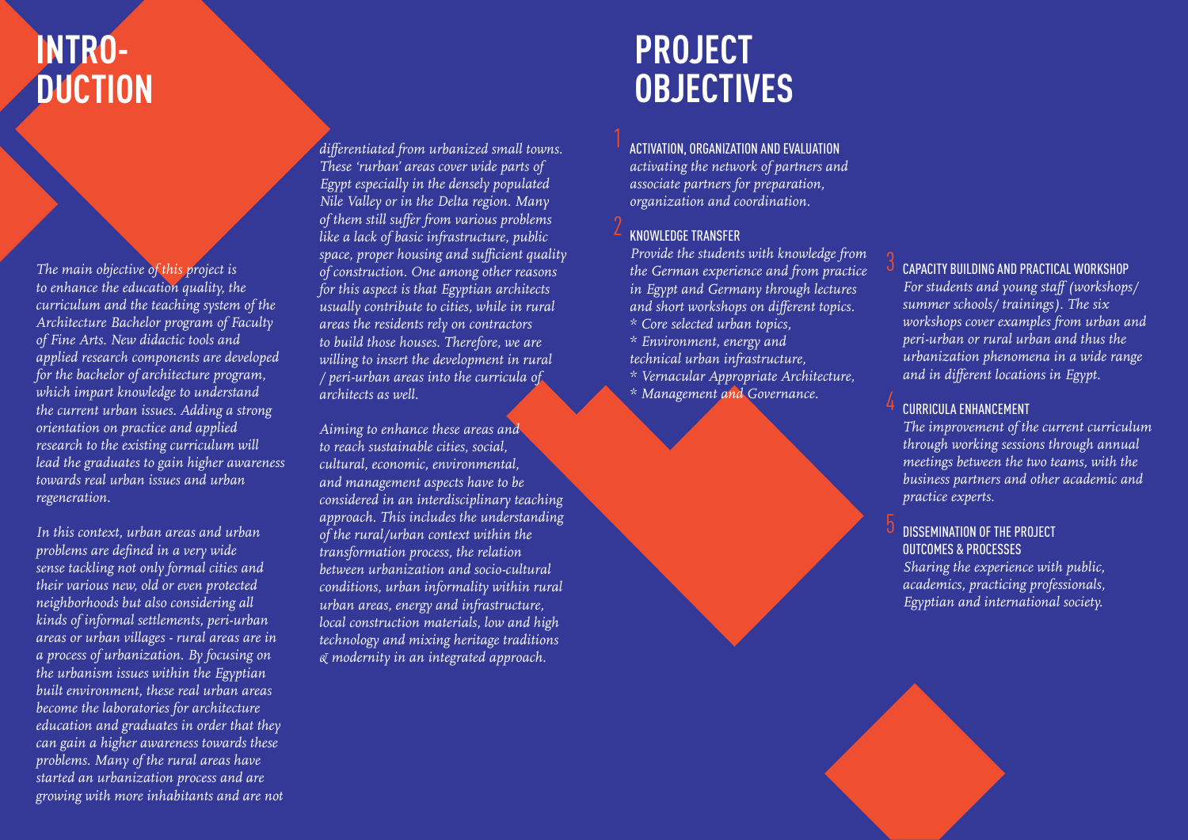# INTRO-DUCTION

*The main objective of this project is to enhance the education quality, the curriculum and the teaching system of the Architecture Bachelor program of Faculty of Fine Arts. New didactic tools and applied research components are developed for the bachelor of architecture program, which impart knowledge to understand the current urban issues. Adding a strong orientation on practice and applied research to the existing curriculum will lead the graduates to gain higher awareness towards real urban issues and urban regeneration.*

*In this context, urban areas and urban problems are defined in a very wide sense tackling not only formal cities and their various new, old or even protected neighborhoods but also considering all kinds of informal settlements, peri-urban areas or urban villages - rural areas are in a process of urbanization. By focusing on the urbanism issues within the Egyptian built environment, these real urban areas become the laboratories for architecture education and graduates in order that they can gain a higher awareness towards these problems. Many of the rural areas have started an urbanization process and are growing with more inhabitants and are not differentiated from urbanized small towns. These 'rurban' areas cover wide parts of Egypt especially in the densely populated Nile Valley or in the Delta region. Many of them still suffer from various problems like a lack of basic infrastructure, public space, proper housing and sufficient quality of construction. One among other reasons for this aspect is that Egyptian architects usually contribute to cities, while in rural areas the residents rely on contractors to build those houses. Therefore, we are willing to insert the development in rural / peri-urban areas into the curricula of architects as well.*

*Aiming to enhance these areas and to reach sustainable cities, social, cultural, economic, environmental, and management aspects have to be considered in an interdisciplinary teaching approach. This includes the understanding of the rural/urban context within the transformation process, the relation between urbanization and socio-cultural conditions, urban informality within rural urban areas, energy and infrastructure, local construction materials, low and high technology and mixing heritage traditions & modernity in an integrated approach.*

# PROJECT OBJECTIVES

1. **ACTIVATION, ORGANIZATION AND EVALUATION**
   *activating the network of partners and associate partners for preparation, organization and coordination.*

2. **KNOWLEDGE TRANSFER**
   *Provide the students with knowledge from the German experience and from practice in Egypt and Germany through lectures and short workshops on different topics.*
   *\* Core selected urban topics,*
   *\* Environment, energy and technical urban infrastructure,*
   *\* Vernacular Appropriate Architecture,*
   *\* Management and Governance.*

3. **CAPACITY BUILDING AND PRACTICAL WORKSHOP**
   *For students and young staff (workshops/ summer schools/ trainings). The six workshops cover examples from urban and peri-urban or rural urban and thus the urbanization phenomena in a wide range and in different locations in Egypt.*

4. **CURRICULA ENHANCEMENT**
   *The improvement of the current curriculum through working sessions through annual meetings between the two teams, with the business partners and other academic and practice experts.*

5. **DISSEMINATION OF THE PROJECT OUTCOMES & PROCESSES**
   *Sharing the experience with public, academics, practicing professionals, Egyptian and international society.*